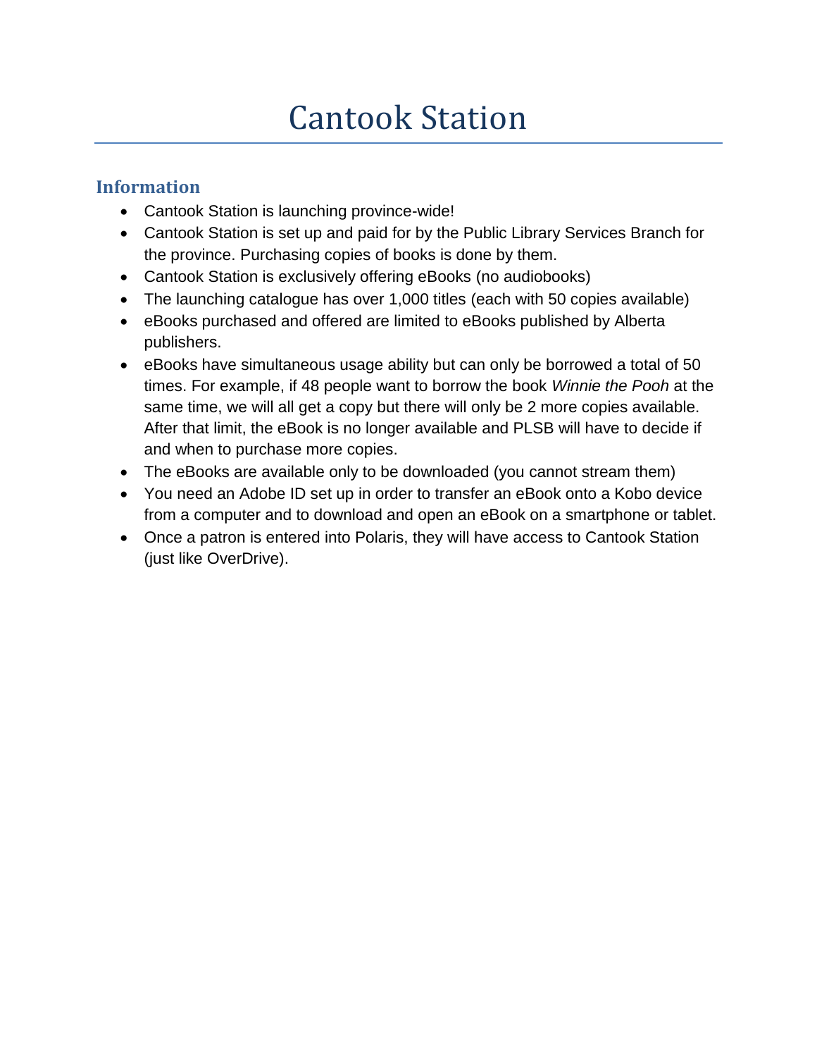# Cantook Station

## Information

- Cantook Station is launching province-wide!
- Cantook Station is set up and paid for by the Public Library Services Branch for the province. Purchasing copies of books is done by them.
- Cantook Station is exclusively offering eBooks (no audiobooks)
- The launching catalogue has over 1,000 titles (each with 50 copies available)
- eBooks purchased and offered are limited to eBooks published by Alberta publishers.
- eBooks have simultaneous usage ability but can only be borrowed a total of 50 times. For example, if 48 people want to borrow the book *Winnie the Pooh* at the same time, we will all get a copy but there will only be 2 more copies available. After that limit, the eBook is no longer available and PLSB will have to decide if and when to purchase more copies.
- The eBooks are available only to be downloaded (you cannot stream them)
- You need an Adobe ID set up in order to transfer an eBook onto a Kobo device from a computer and to download and open an eBook on a smartphone or tablet.
- Once a patron is entered into Polaris, they will have access to Cantook Station (just like OverDrive).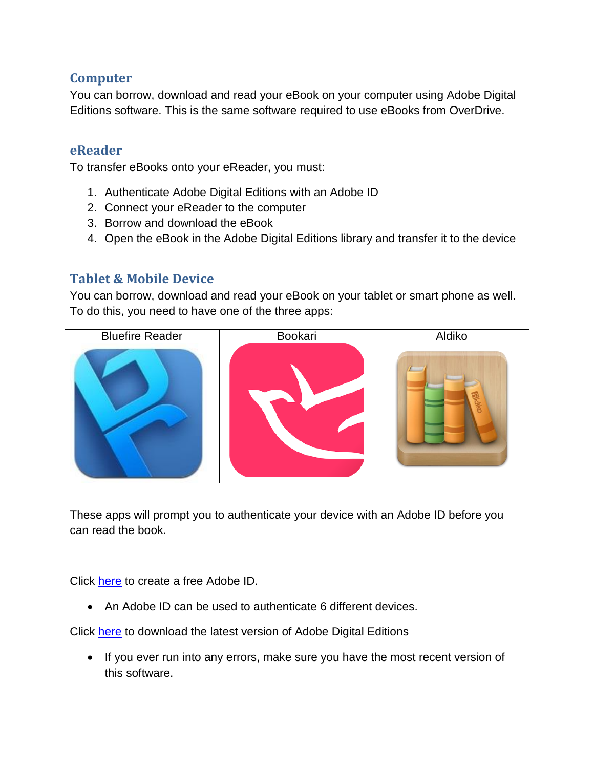## Computer

You can borrow, download and read your eBook on your computer using Adobe Digital Editions software. This is the same software required to use eBooks from OverDrive.

## eReader

To transfer eBooks onto your eReader, you must:

1. Authenticate Adobe Digital Editions with an Adobe ID
2. Connect your eReader to the computer
3. Borrow and download the eBook
4. Open the eBook in the Adobe Digital Editions library and transfer it to the device

## Tablet & Mobile Device

You can borrow, download and read your eBook on your tablet or smart phone as well. To do this, you need to have one of the three apps:

| Bluefire Reader | Bookari | Aldiko |
| --- | --- | --- |
| | | |

These apps will prompt you to authenticate your device with an Adobe ID before you can read the book.

Click here to create a free Adobe ID.

- An Adobe ID can be used to authenticate 6 different devices.

Click here to download the latest version of Adobe Digital Editions

- If you ever run into any errors, make sure you have the most recent version of this software.